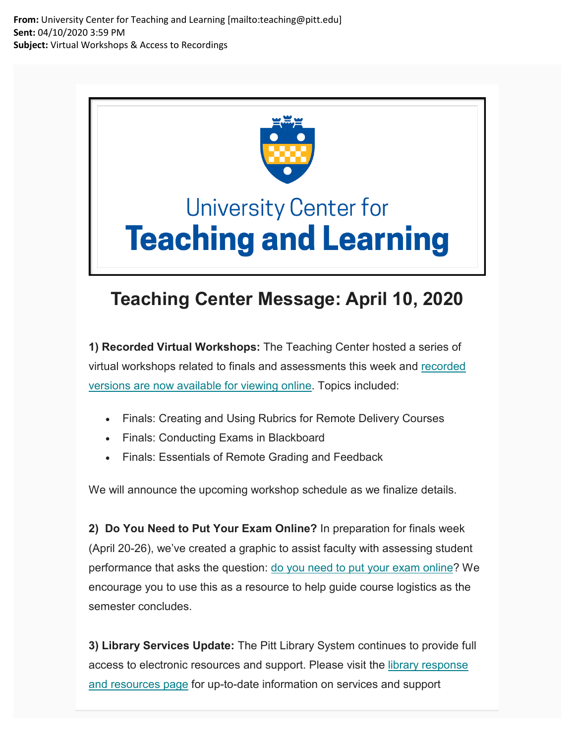**From:** University Center for Teaching and Learning [mailto:teaching@pitt.edu]
**Sent:** 04/10/2020 3:59 PM
**Subject:** Virtual Workshops & Access to Recordings

University Center for
**Teaching and Learning**

# Teaching Center Message: April 10, 2020

**1) Recorded Virtual Workshops:** The Teaching Center hosted a series of virtual workshops related to finals and assessments this week and recorded versions are now available for viewing online. Topics included:

- Finals: Creating and Using Rubrics for Remote Delivery Courses
- Finals: Conducting Exams in Blackboard
- Finals: Essentials of Remote Grading and Feedback

We will announce the upcoming workshop schedule as we finalize details.

**2) Do You Need to Put Your Exam Online?** In preparation for finals week (April 20-26), we've created a graphic to assist faculty with assessing student performance that asks the question: do you need to put your exam online? We encourage you to use this as a resource to help guide course logistics as the semester concludes.

**3) Library Services Update:** The Pitt Library System continues to provide full access to electronic resources and support. Please visit the library response and resources page for up-to-date information on services and support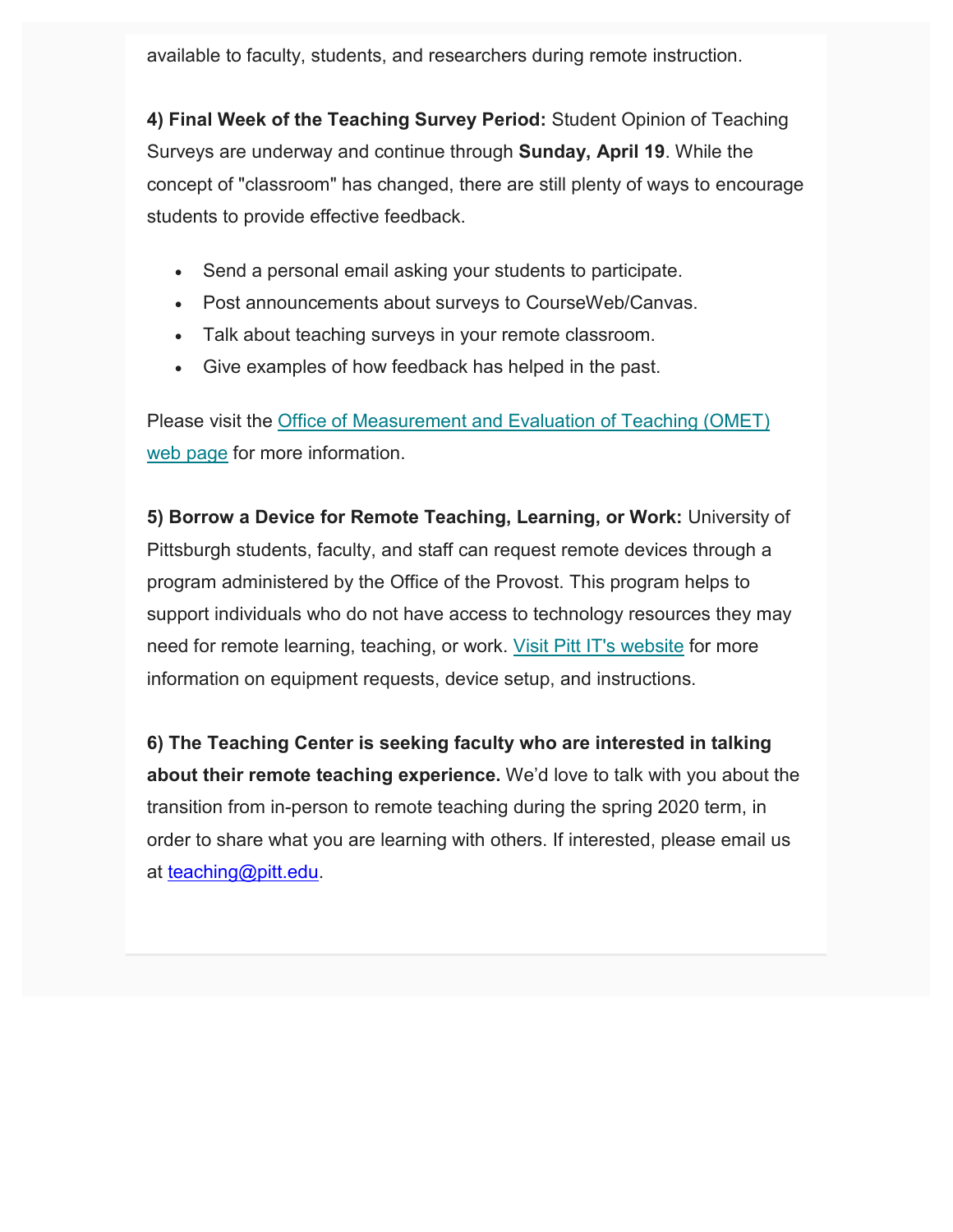available to faculty, students, and researchers during remote instruction.

**4) Final Week of the Teaching Survey Period:** Student Opinion of Teaching Surveys are underway and continue through **Sunday, April 19**. While the concept of "classroom" has changed, there are still plenty of ways to encourage students to provide effective feedback.

- Send a personal email asking your students to participate.
- Post announcements about surveys to CourseWeb/Canvas.
- Talk about teaching surveys in your remote classroom.
- Give examples of how feedback has helped in the past.

Please visit the Office of Measurement and Evaluation of Teaching (OMET) web page for more information.

**5) Borrow a Device for Remote Teaching, Learning, or Work:** University of Pittsburgh students, faculty, and staff can request remote devices through a program administered by the Office of the Provost. This program helps to support individuals who do not have access to technology resources they may need for remote learning, teaching, or work. Visit Pitt IT's website for more information on equipment requests, device setup, and instructions.

**6) The Teaching Center is seeking faculty who are interested in talking about their remote teaching experience.** We'd love to talk with you about the transition from in-person to remote teaching during the spring 2020 term, in order to share what you are learning with others. If interested, please email us at teaching@pitt.edu.